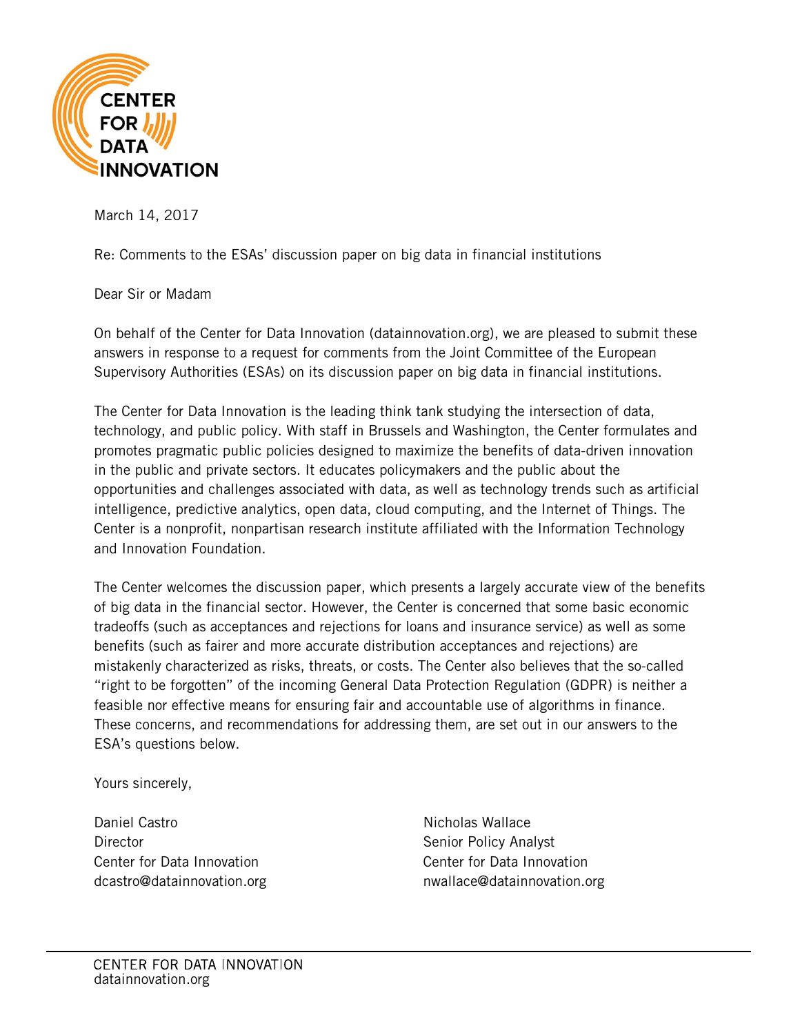**CENTER FOR DATA INNOVATION**

March 14, 2017

Re: Comments to the ESAs' discussion paper on big data in financial institutions

Dear Sir or Madam

On behalf of the Center for Data Innovation (datainnovation.org), we are pleased to submit these answers in response to a request for comments from the Joint Committee of the European Supervisory Authorities (ESAs) on its discussion paper on big data in financial institutions.

The Center for Data Innovation is the leading think tank studying the intersection of data, technology, and public policy. With staff in Brussels and Washington, the Center formulates and promotes pragmatic public policies designed to maximize the benefits of data-driven innovation in the public and private sectors. It educates policymakers and the public about the opportunities and challenges associated with data, as well as technology trends such as artificial intelligence, predictive analytics, open data, cloud computing, and the Internet of Things. The Center is a nonprofit, nonpartisan research institute affiliated with the Information Technology and Innovation Foundation.

The Center welcomes the discussion paper, which presents a largely accurate view of the benefits of big data in the financial sector. However, the Center is concerned that some basic economic tradeoffs (such as acceptances and rejections for loans and insurance service) as well as some benefits (such as fairer and more accurate distribution acceptances and rejections) are mistakenly characterized as risks, threats, or costs. The Center also believes that the so-called "right to be forgotten" of the incoming General Data Protection Regulation (GDPR) is neither a feasible nor effective means for ensuring fair and accountable use of algorithms in finance. These concerns, and recommendations for addressing them, are set out in our answers to the ESA's questions below.

Yours sincerely,

Daniel Castro
Director
Center for Data Innovation
dcastro@datainnovation.org

Nicholas Wallace
Senior Policy Analyst
Center for Data Innovation
nwallace@datainnovation.org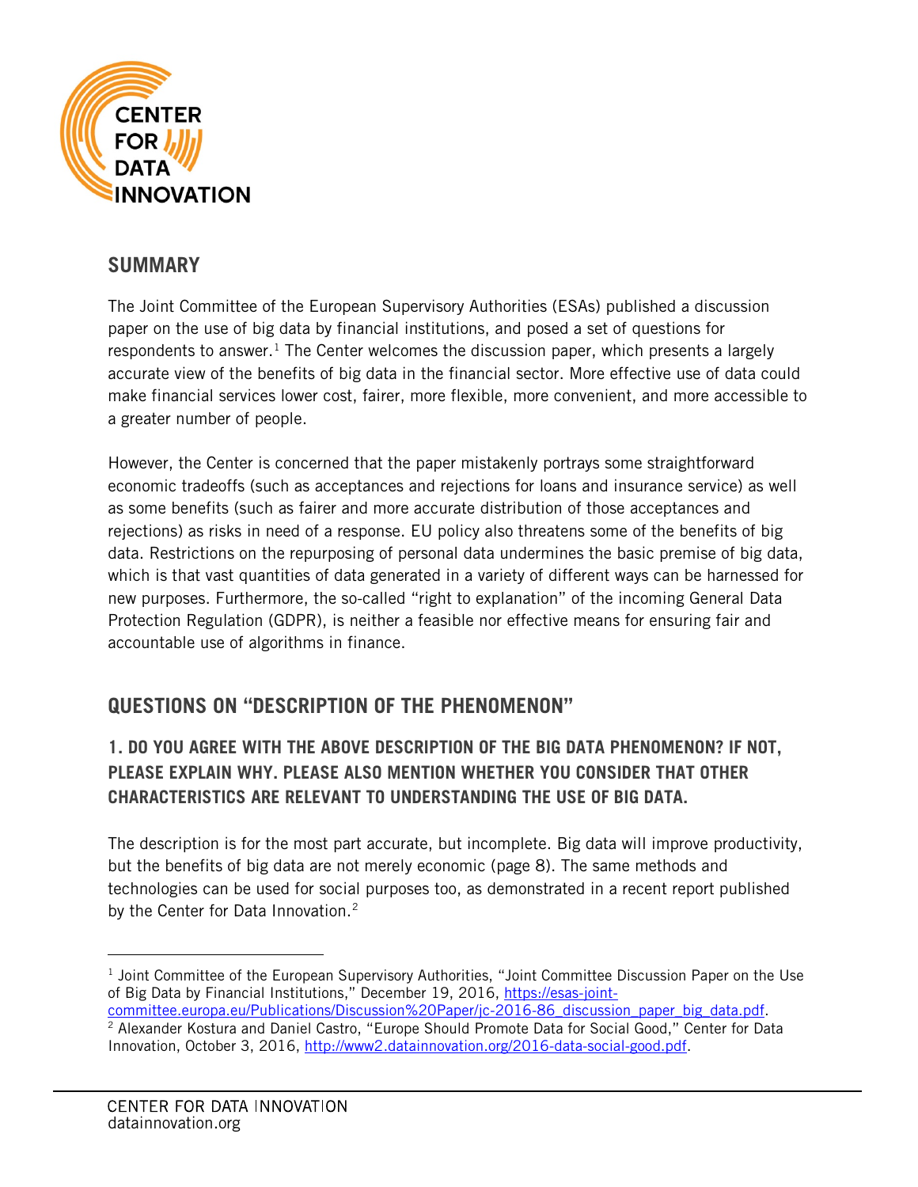## SUMMARY

The Joint Committee of the European Supervisory Authorities (ESAs) published a discussion paper on the use of big data by financial institutions, and posed a set of questions for respondents to answer.[1] The Center welcomes the discussion paper, which presents a largely accurate view of the benefits of big data in the financial sector. More effective use of data could make financial services lower cost, fairer, more flexible, more convenient, and more accessible to a greater number of people.

However, the Center is concerned that the paper mistakenly portrays some straightforward economic tradeoffs (such as acceptances and rejections for loans and insurance service) as well as some benefits (such as fairer and more accurate distribution of those acceptances and rejections) as risks in need of a response. EU policy also threatens some of the benefits of big data. Restrictions on the repurposing of personal data undermines the basic premise of big data, which is that vast quantities of data generated in a variety of different ways can be harnessed for new purposes. Furthermore, the so-called "right to explanation" of the incoming General Data Protection Regulation (GDPR), is neither a feasible nor effective means for ensuring fair and accountable use of algorithms in finance.

## QUESTIONS ON "DESCRIPTION OF THE PHENOMENON"

### 1. DO YOU AGREE WITH THE ABOVE DESCRIPTION OF THE BIG DATA PHENOMENON? IF NOT, PLEASE EXPLAIN WHY. PLEASE ALSO MENTION WHETHER YOU CONSIDER THAT OTHER CHARACTERISTICS ARE RELEVANT TO UNDERSTANDING THE USE OF BIG DATA.

The description is for the most part accurate, but incomplete. Big data will improve productivity, but the benefits of big data are not merely economic (page 8). The same methods and technologies can be used for social purposes too, as demonstrated in a recent report published by the Center for Data Innovation.[2]

---

[1] Joint Committee of the European Supervisory Authorities, "Joint Committee Discussion Paper on the Use of Big Data by Financial Institutions," December 19, 2016, https://esas-joint-committee.europa.eu/Publications/Discussion%20Paper/jc-2016-86_discussion_paper_big_data.pdf.

[2] Alexander Kostura and Daniel Castro, "Europe Should Promote Data for Social Good," Center for Data Innovation, October 3, 2016, http://www2.datainnovation.org/2016-data-social-good.pdf.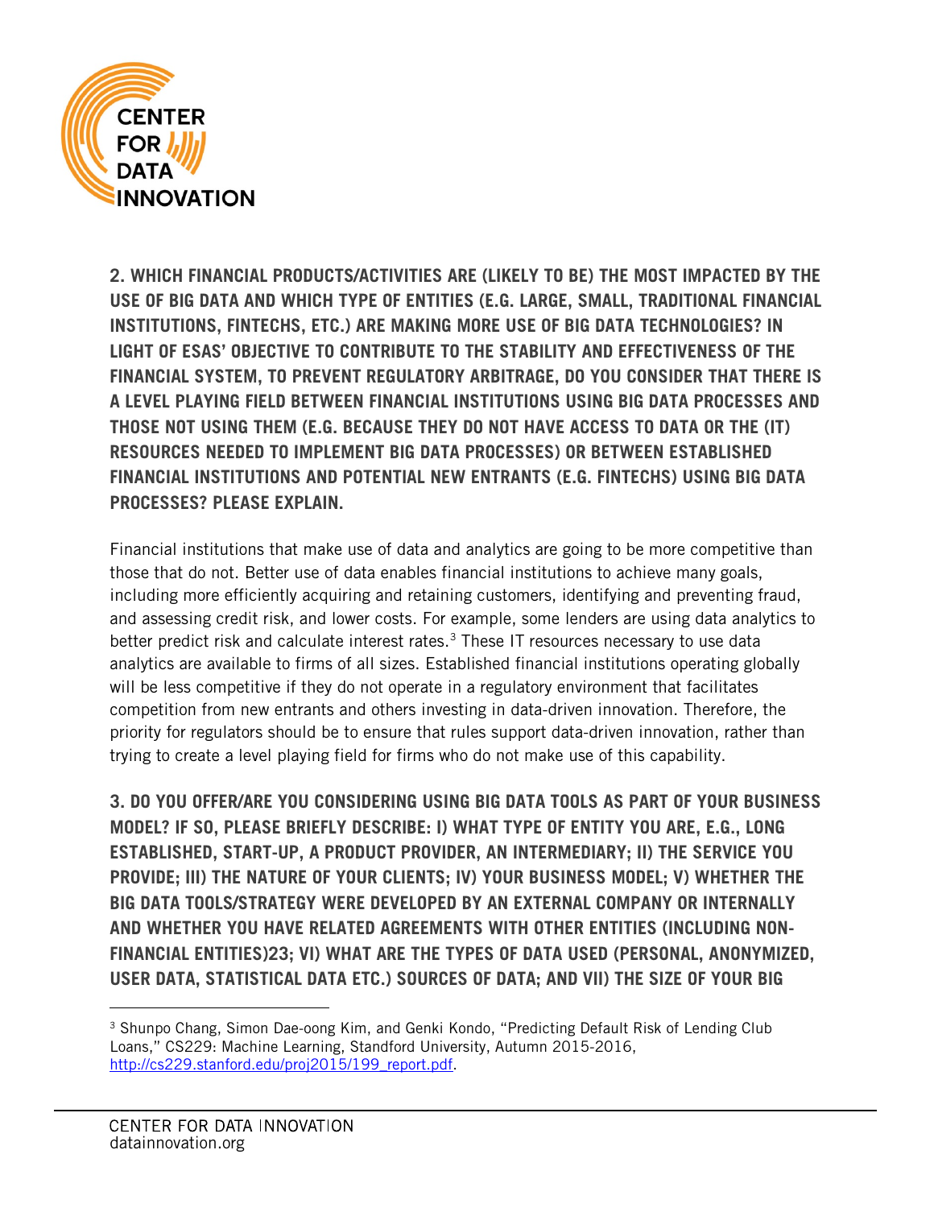**2. WHICH FINANCIAL PRODUCTS/ACTIVITIES ARE (LIKELY TO BE) THE MOST IMPACTED BY THE USE OF BIG DATA AND WHICH TYPE OF ENTITIES (E.G. LARGE, SMALL, TRADITIONAL FINANCIAL INSTITUTIONS, FINTECHS, ETC.) ARE MAKING MORE USE OF BIG DATA TECHNOLOGIES? IN LIGHT OF ESAS' OBJECTIVE TO CONTRIBUTE TO THE STABILITY AND EFFECTIVENESS OF THE FINANCIAL SYSTEM, TO PREVENT REGULATORY ARBITRAGE, DO YOU CONSIDER THAT THERE IS A LEVEL PLAYING FIELD BETWEEN FINANCIAL INSTITUTIONS USING BIG DATA PROCESSES AND THOSE NOT USING THEM (E.G. BECAUSE THEY DO NOT HAVE ACCESS TO DATA OR THE (IT) RESOURCES NEEDED TO IMPLEMENT BIG DATA PROCESSES) OR BETWEEN ESTABLISHED FINANCIAL INSTITUTIONS AND POTENTIAL NEW ENTRANTS (E.G. FINTECHS) USING BIG DATA PROCESSES? PLEASE EXPLAIN.**

Financial institutions that make use of data and analytics are going to be more competitive than those that do not. Better use of data enables financial institutions to achieve many goals, including more efficiently acquiring and retaining customers, identifying and preventing fraud, and assessing credit risk, and lower costs. For example, some lenders are using data analytics to better predict risk and calculate interest rates.[3] These IT resources necessary to use data analytics are available to firms of all sizes. Established financial institutions operating globally will be less competitive if they do not operate in a regulatory environment that facilitates competition from new entrants and others investing in data-driven innovation. Therefore, the priority for regulators should be to ensure that rules support data-driven innovation, rather than trying to create a level playing field for firms who do not make use of this capability.

**3. DO YOU OFFER/ARE YOU CONSIDERING USING BIG DATA TOOLS AS PART OF YOUR BUSINESS MODEL? IF SO, PLEASE BRIEFLY DESCRIBE: I) WHAT TYPE OF ENTITY YOU ARE, E.G., LONG ESTABLISHED, START-UP, A PRODUCT PROVIDER, AN INTERMEDIARY; II) THE SERVICE YOU PROVIDE; III) THE NATURE OF YOUR CLIENTS; IV) YOUR BUSINESS MODEL; V) WHETHER THE BIG DATA TOOLS/STRATEGY WERE DEVELOPED BY AN EXTERNAL COMPANY OR INTERNALLY AND WHETHER YOU HAVE RELATED AGREEMENTS WITH OTHER ENTITIES (INCLUDING NON-FINANCIAL ENTITIES)23; VI) WHAT ARE THE TYPES OF DATA USED (PERSONAL, ANONYMIZED, USER DATA, STATISTICAL DATA ETC.) SOURCES OF DATA; AND VII) THE SIZE OF YOUR BIG**

---

[3] Shunpo Chang, Simon Dae-oong Kim, and Genki Kondo, "Predicting Default Risk of Lending Club Loans," CS229: Machine Learning, Standford University, Autumn 2015-2016, http://cs229.stanford.edu/proj2015/199_report.pdf.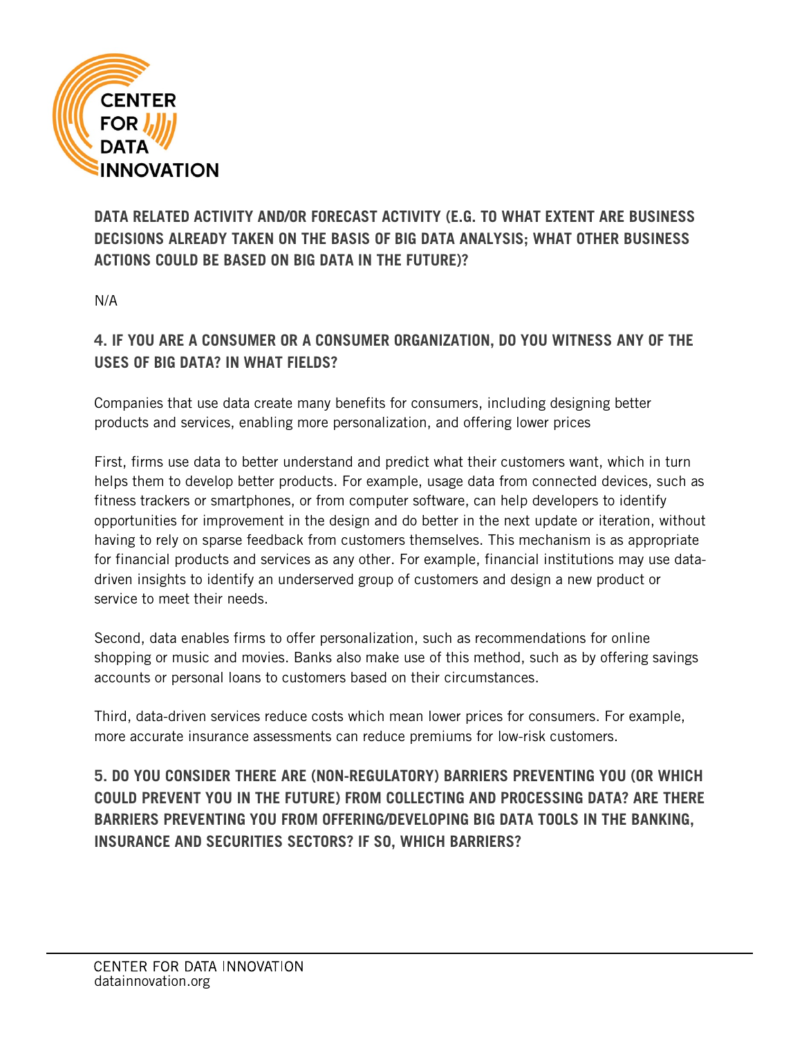**DATA RELATED ACTIVITY AND/OR FORECAST ACTIVITY (E.G. TO WHAT EXTENT ARE BUSINESS DECISIONS ALREADY TAKEN ON THE BASIS OF BIG DATA ANALYSIS; WHAT OTHER BUSINESS ACTIONS COULD BE BASED ON BIG DATA IN THE FUTURE)?**

N/A

## 4. IF YOU ARE A CONSUMER OR A CONSUMER ORGANIZATION, DO YOU WITNESS ANY OF THE USES OF BIG DATA? IN WHAT FIELDS?

Companies that use data create many benefits for consumers, including designing better products and services, enabling more personalization, and offering lower prices

First, firms use data to better understand and predict what their customers want, which in turn helps them to develop better products. For example, usage data from connected devices, such as fitness trackers or smartphones, or from computer software, can help developers to identify opportunities for improvement in the design and do better in the next update or iteration, without having to rely on sparse feedback from customers themselves. This mechanism is as appropriate for financial products and services as any other. For example, financial institutions may use data-driven insights to identify an underserved group of customers and design a new product or service to meet their needs.

Second, data enables firms to offer personalization, such as recommendations for online shopping or music and movies. Banks also make use of this method, such as by offering savings accounts or personal loans to customers based on their circumstances.

Third, data-driven services reduce costs which mean lower prices for consumers. For example, more accurate insurance assessments can reduce premiums for low-risk customers.

## 5. DO YOU CONSIDER THERE ARE (NON-REGULATORY) BARRIERS PREVENTING YOU (OR WHICH COULD PREVENT YOU IN THE FUTURE) FROM COLLECTING AND PROCESSING DATA? ARE THERE BARRIERS PREVENTING YOU FROM OFFERING/DEVELOPING BIG DATA TOOLS IN THE BANKING, INSURANCE AND SECURITIES SECTORS? IF SO, WHICH BARRIERS?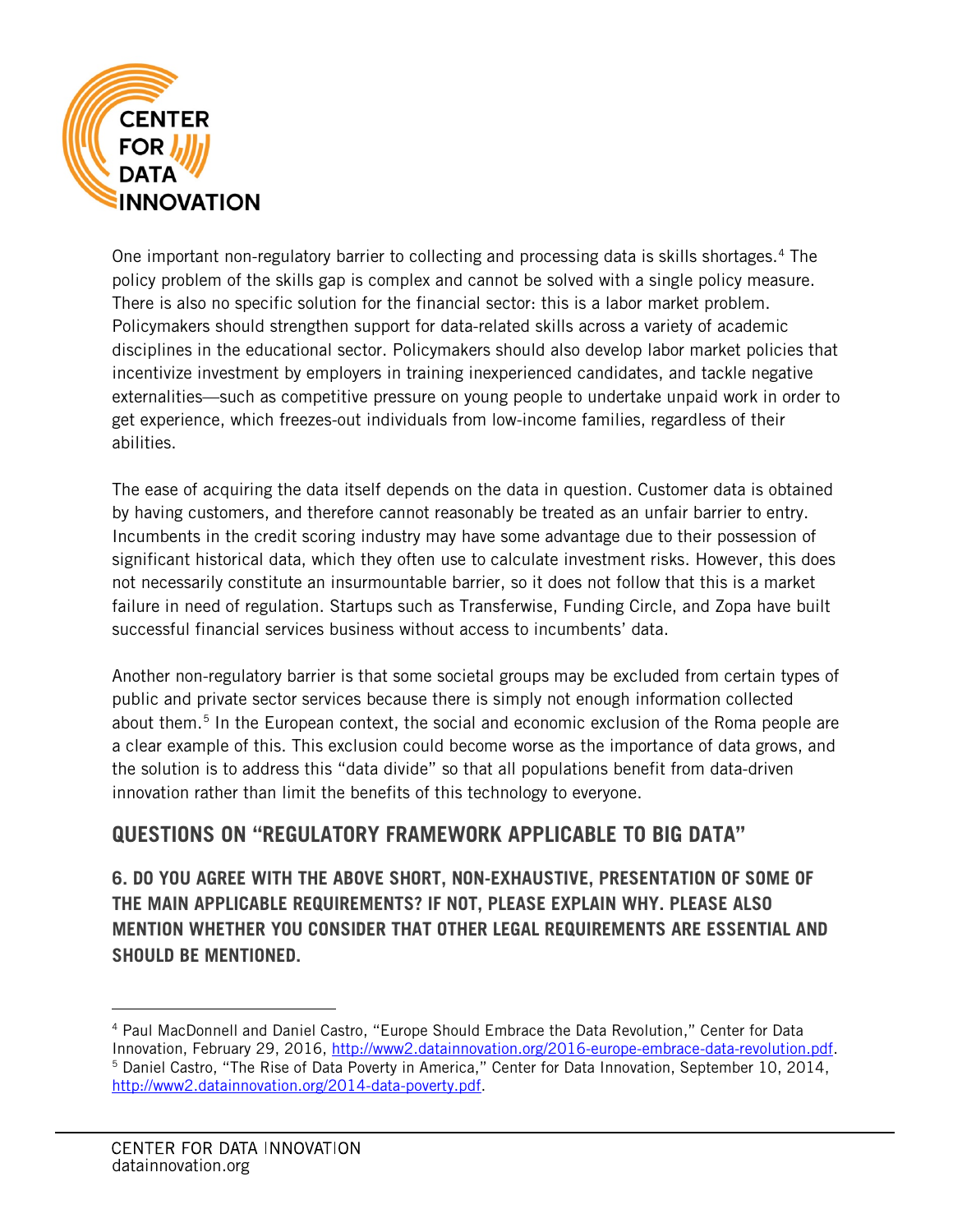One important non-regulatory barrier to collecting and processing data is skills shortages.[4] The policy problem of the skills gap is complex and cannot be solved with a single policy measure. There is also no specific solution for the financial sector: this is a labor market problem. Policymakers should strengthen support for data-related skills across a variety of academic disciplines in the educational sector. Policymakers should also develop labor market policies that incentivize investment by employers in training inexperienced candidates, and tackle negative externalities—such as competitive pressure on young people to undertake unpaid work in order to get experience, which freezes-out individuals from low-income families, regardless of their abilities.

The ease of acquiring the data itself depends on the data in question. Customer data is obtained by having customers, and therefore cannot reasonably be treated as an unfair barrier to entry. Incumbents in the credit scoring industry may have some advantage due to their possession of significant historical data, which they often use to calculate investment risks. However, this does not necessarily constitute an insurmountable barrier, so it does not follow that this is a market failure in need of regulation. Startups such as Transferwise, Funding Circle, and Zopa have built successful financial services business without access to incumbents' data.

Another non-regulatory barrier is that some societal groups may be excluded from certain types of public and private sector services because there is simply not enough information collected about them.[5] In the European context, the social and economic exclusion of the Roma people are a clear example of this. This exclusion could become worse as the importance of data grows, and the solution is to address this "data divide" so that all populations benefit from data-driven innovation rather than limit the benefits of this technology to everyone.

## QUESTIONS ON "REGULATORY FRAMEWORK APPLICABLE TO BIG DATA"

### 6. DO YOU AGREE WITH THE ABOVE SHORT, NON-EXHAUSTIVE, PRESENTATION OF SOME OF THE MAIN APPLICABLE REQUIREMENTS? IF NOT, PLEASE EXPLAIN WHY. PLEASE ALSO MENTION WHETHER YOU CONSIDER THAT OTHER LEGAL REQUIREMENTS ARE ESSENTIAL AND SHOULD BE MENTIONED.

---

[4] Paul MacDonnell and Daniel Castro, "Europe Should Embrace the Data Revolution," Center for Data Innovation, February 29, 2016, http://www2.datainnovation.org/2016-europe-embrace-data-revolution.pdf.

[5] Daniel Castro, "The Rise of Data Poverty in America," Center for Data Innovation, September 10, 2014, http://www2.datainnovation.org/2014-data-poverty.pdf.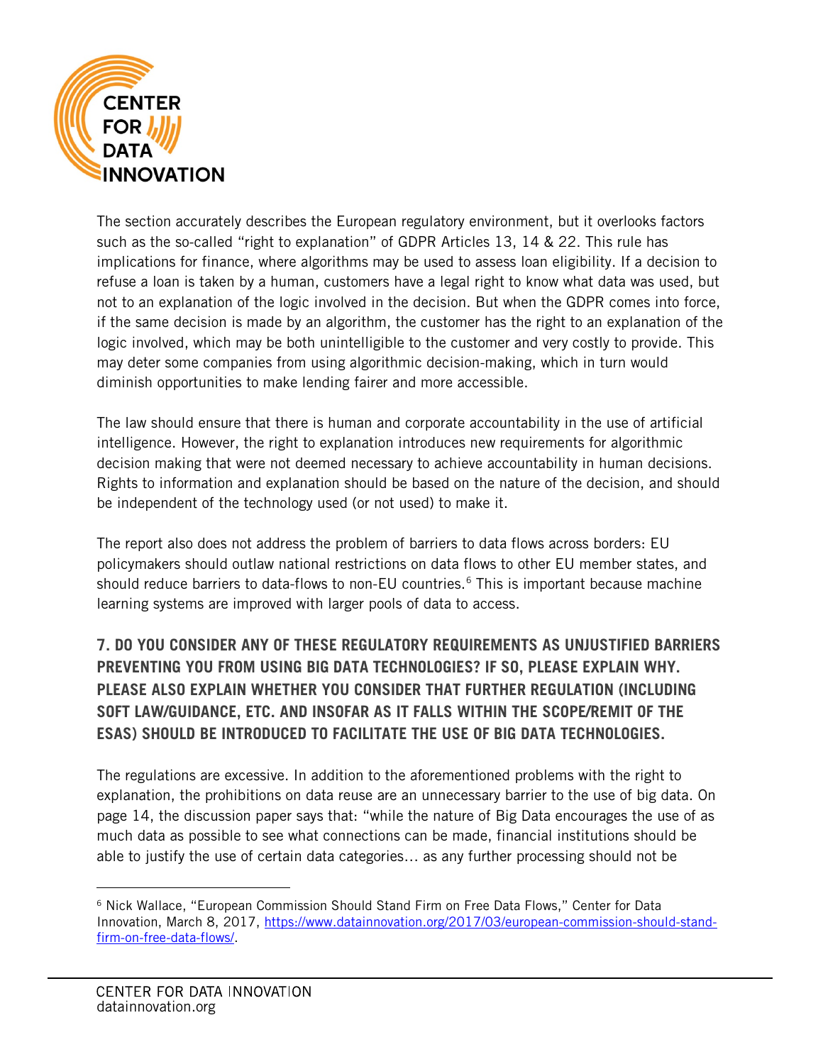The section accurately describes the European regulatory environment, but it overlooks factors such as the so-called "right to explanation" of GDPR Articles 13, 14 & 22. This rule has implications for finance, where algorithms may be used to assess loan eligibility. If a decision to refuse a loan is taken by a human, customers have a legal right to know what data was used, but not to an explanation of the logic involved in the decision. But when the GDPR comes into force, if the same decision is made by an algorithm, the customer has the right to an explanation of the logic involved, which may be both unintelligible to the customer and very costly to provide. This may deter some companies from using algorithmic decision-making, which in turn would diminish opportunities to make lending fairer and more accessible.

The law should ensure that there is human and corporate accountability in the use of artificial intelligence. However, the right to explanation introduces new requirements for algorithmic decision making that were not deemed necessary to achieve accountability in human decisions. Rights to information and explanation should be based on the nature of the decision, and should be independent of the technology used (or not used) to make it.

The report also does not address the problem of barriers to data flows across borders: EU policymakers should outlaw national restrictions on data flows to other EU member states, and should reduce barriers to data-flows to non-EU countries.[6] This is important because machine learning systems are improved with larger pools of data to access.

## 7. DO YOU CONSIDER ANY OF THESE REGULATORY REQUIREMENTS AS UNJUSTIFIED BARRIERS PREVENTING YOU FROM USING BIG DATA TECHNOLOGIES? IF SO, PLEASE EXPLAIN WHY. PLEASE ALSO EXPLAIN WHETHER YOU CONSIDER THAT FURTHER REGULATION (INCLUDING SOFT LAW/GUIDANCE, ETC. AND INSOFAR AS IT FALLS WITHIN THE SCOPE/REMIT OF THE ESAS) SHOULD BE INTRODUCED TO FACILITATE THE USE OF BIG DATA TECHNOLOGIES.

The regulations are excessive. In addition to the aforementioned problems with the right to explanation, the prohibitions on data reuse are an unnecessary barrier to the use of big data. On page 14, the discussion paper says that: "while the nature of Big Data encourages the use of as much data as possible to see what connections can be made, financial institutions should be able to justify the use of certain data categories… as any further processing should not be

---

[6] Nick Wallace, "European Commission Should Stand Firm on Free Data Flows," Center for Data Innovation, March 8, 2017, https://www.datainnovation.org/2017/03/european-commission-should-stand-firm-on-free-data-flows/.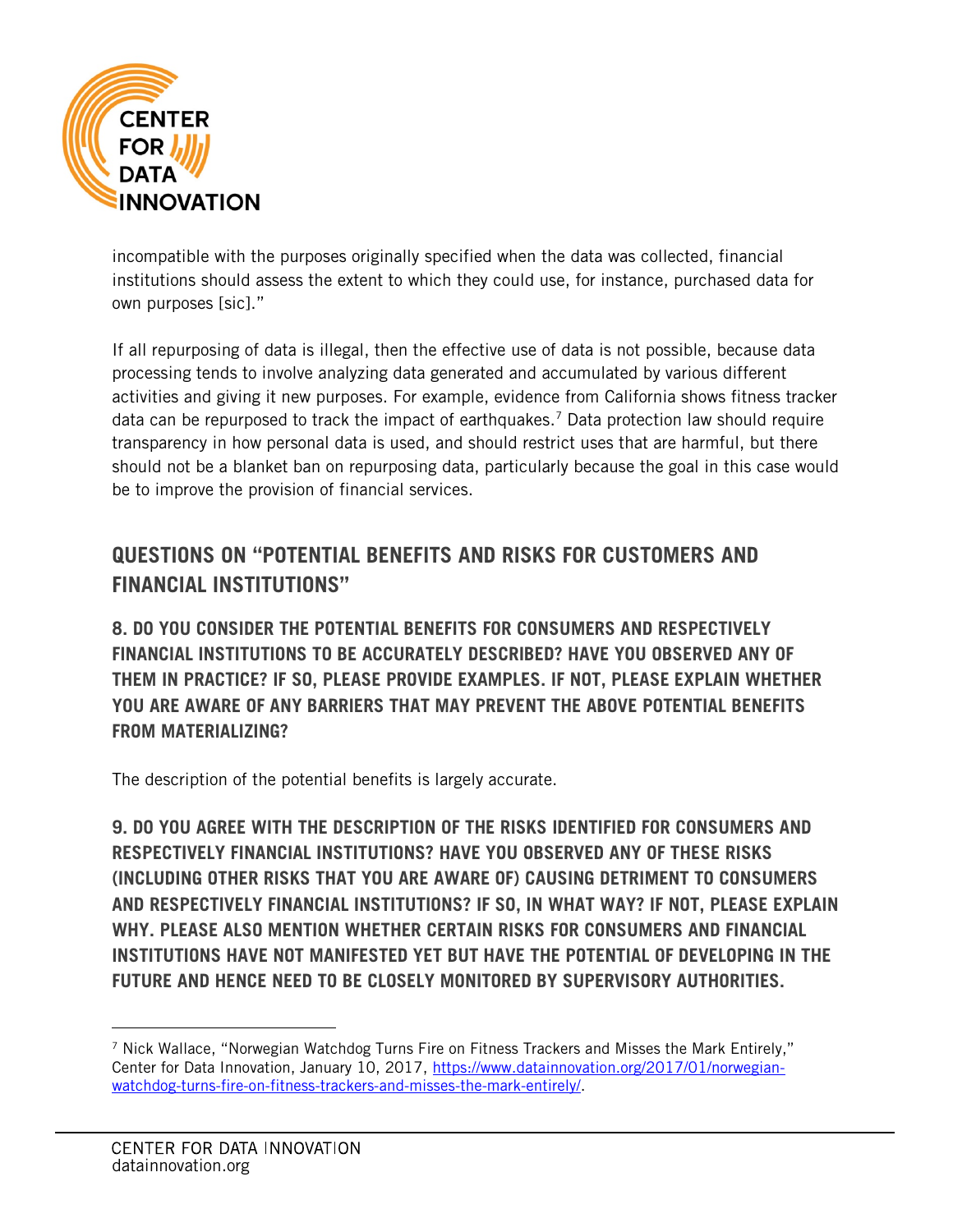incompatible with the purposes originally specified when the data was collected, financial institutions should assess the extent to which they could use, for instance, purchased data for own purposes [sic]."

If all repurposing of data is illegal, then the effective use of data is not possible, because data processing tends to involve analyzing data generated and accumulated by various different activities and giving it new purposes. For example, evidence from California shows fitness tracker data can be repurposed to track the impact of earthquakes.[7] Data protection law should require transparency in how personal data is used, and should restrict uses that are harmful, but there should not be a blanket ban on repurposing data, particularly because the goal in this case would be to improve the provision of financial services.

## QUESTIONS ON "POTENTIAL BENEFITS AND RISKS FOR CUSTOMERS AND FINANCIAL INSTITUTIONS"

### 8. DO YOU CONSIDER THE POTENTIAL BENEFITS FOR CONSUMERS AND RESPECTIVELY FINANCIAL INSTITUTIONS TO BE ACCURATELY DESCRIBED? HAVE YOU OBSERVED ANY OF THEM IN PRACTICE? IF SO, PLEASE PROVIDE EXAMPLES. IF NOT, PLEASE EXPLAIN WHETHER YOU ARE AWARE OF ANY BARRIERS THAT MAY PREVENT THE ABOVE POTENTIAL BENEFITS FROM MATERIALIZING?

The description of the potential benefits is largely accurate.

### 9. DO YOU AGREE WITH THE DESCRIPTION OF THE RISKS IDENTIFIED FOR CONSUMERS AND RESPECTIVELY FINANCIAL INSTITUTIONS? HAVE YOU OBSERVED ANY OF THESE RISKS (INCLUDING OTHER RISKS THAT YOU ARE AWARE OF) CAUSING DETRIMENT TO CONSUMERS AND RESPECTIVELY FINANCIAL INSTITUTIONS? IF SO, IN WHAT WAY? IF NOT, PLEASE EXPLAIN WHY. PLEASE ALSO MENTION WHETHER CERTAIN RISKS FOR CONSUMERS AND FINANCIAL INSTITUTIONS HAVE NOT MANIFESTED YET BUT HAVE THE POTENTIAL OF DEVELOPING IN THE FUTURE AND HENCE NEED TO BE CLOSELY MONITORED BY SUPERVISORY AUTHORITIES.

---

[7] Nick Wallace, "Norwegian Watchdog Turns Fire on Fitness Trackers and Misses the Mark Entirely," Center for Data Innovation, January 10, 2017, https://www.datainnovation.org/2017/01/norwegian-watchdog-turns-fire-on-fitness-trackers-and-misses-the-mark-entirely/.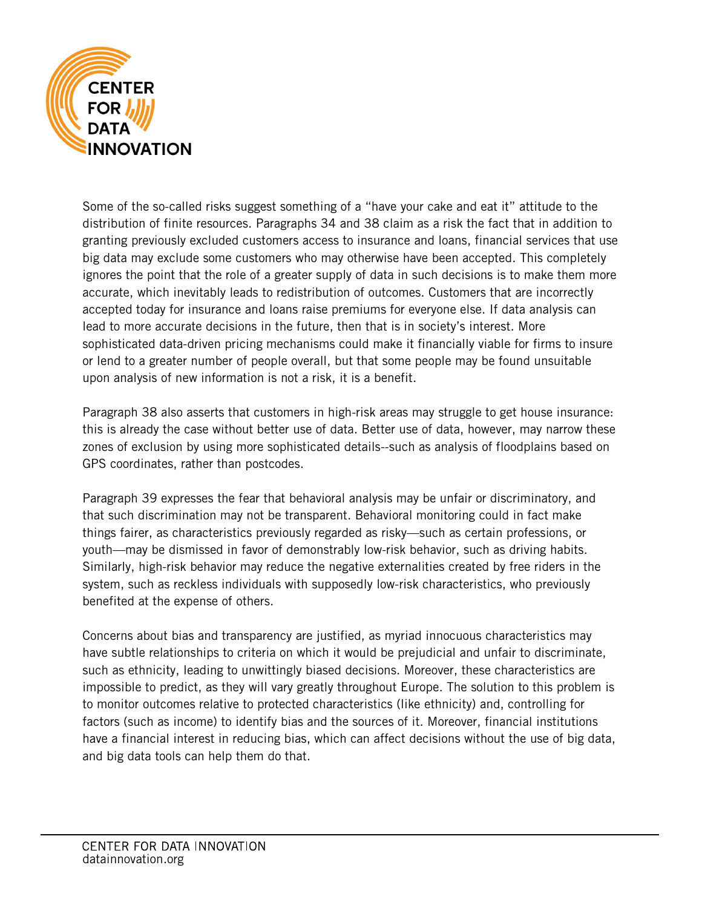Some of the so-called risks suggest something of a "have your cake and eat it" attitude to the distribution of finite resources. Paragraphs 34 and 38 claim as a risk the fact that in addition to granting previously excluded customers access to insurance and loans, financial services that use big data may exclude some customers who may otherwise have been accepted. This completely ignores the point that the role of a greater supply of data in such decisions is to make them more accurate, which inevitably leads to redistribution of outcomes. Customers that are incorrectly accepted today for insurance and loans raise premiums for everyone else. If data analysis can lead to more accurate decisions in the future, then that is in society's interest. More sophisticated data-driven pricing mechanisms could make it financially viable for firms to insure or lend to a greater number of people overall, but that some people may be found unsuitable upon analysis of new information is not a risk, it is a benefit.

Paragraph 38 also asserts that customers in high-risk areas may struggle to get house insurance: this is already the case without better use of data. Better use of data, however, may narrow these zones of exclusion by using more sophisticated details--such as analysis of floodplains based on GPS coordinates, rather than postcodes.

Paragraph 39 expresses the fear that behavioral analysis may be unfair or discriminatory, and that such discrimination may not be transparent. Behavioral monitoring could in fact make things fairer, as characteristics previously regarded as risky—such as certain professions, or youth—may be dismissed in favor of demonstrably low-risk behavior, such as driving habits. Similarly, high-risk behavior may reduce the negative externalities created by free riders in the system, such as reckless individuals with supposedly low-risk characteristics, who previously benefited at the expense of others.

Concerns about bias and transparency are justified, as myriad innocuous characteristics may have subtle relationships to criteria on which it would be prejudicial and unfair to discriminate, such as ethnicity, leading to unwittingly biased decisions. Moreover, these characteristics are impossible to predict, as they will vary greatly throughout Europe. The solution to this problem is to monitor outcomes relative to protected characteristics (like ethnicity) and, controlling for factors (such as income) to identify bias and the sources of it. Moreover, financial institutions have a financial interest in reducing bias, which can affect decisions without the use of big data, and big data tools can help them do that.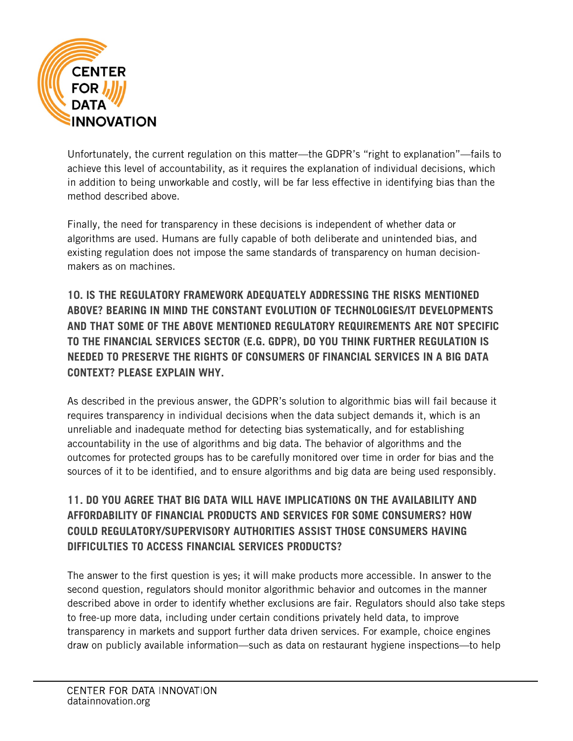Unfortunately, the current regulation on this matter—the GDPR's "right to explanation"—fails to achieve this level of accountability, as it requires the explanation of individual decisions, which in addition to being unworkable and costly, will be far less effective in identifying bias than the method described above.

Finally, the need for transparency in these decisions is independent of whether data or algorithms are used. Humans are fully capable of both deliberate and unintended bias, and existing regulation does not impose the same standards of transparency on human decision-makers as on machines.

## 10. IS THE REGULATORY FRAMEWORK ADEQUATELY ADDRESSING THE RISKS MENTIONED ABOVE? BEARING IN MIND THE CONSTANT EVOLUTION OF TECHNOLOGIES/IT DEVELOPMENTS AND THAT SOME OF THE ABOVE MENTIONED REGULATORY REQUIREMENTS ARE NOT SPECIFIC TO THE FINANCIAL SERVICES SECTOR (E.G. GDPR), DO YOU THINK FURTHER REGULATION IS NEEDED TO PRESERVE THE RIGHTS OF CONSUMERS OF FINANCIAL SERVICES IN A BIG DATA CONTEXT? PLEASE EXPLAIN WHY.

As described in the previous answer, the GDPR's solution to algorithmic bias will fail because it requires transparency in individual decisions when the data subject demands it, which is an unreliable and inadequate method for detecting bias systematically, and for establishing accountability in the use of algorithms and big data. The behavior of algorithms and the outcomes for protected groups has to be carefully monitored over time in order for bias and the sources of it to be identified, and to ensure algorithms and big data are being used responsibly.

## 11. DO YOU AGREE THAT BIG DATA WILL HAVE IMPLICATIONS ON THE AVAILABILITY AND AFFORDABILITY OF FINANCIAL PRODUCTS AND SERVICES FOR SOME CONSUMERS? HOW COULD REGULATORY/SUPERVISORY AUTHORITIES ASSIST THOSE CONSUMERS HAVING DIFFICULTIES TO ACCESS FINANCIAL SERVICES PRODUCTS?

The answer to the first question is yes; it will make products more accessible. In answer to the second question, regulators should monitor algorithmic behavior and outcomes in the manner described above in order to identify whether exclusions are fair. Regulators should also take steps to free-up more data, including under certain conditions privately held data, to improve transparency in markets and support further data driven services. For example, choice engines draw on publicly available information—such as data on restaurant hygiene inspections—to help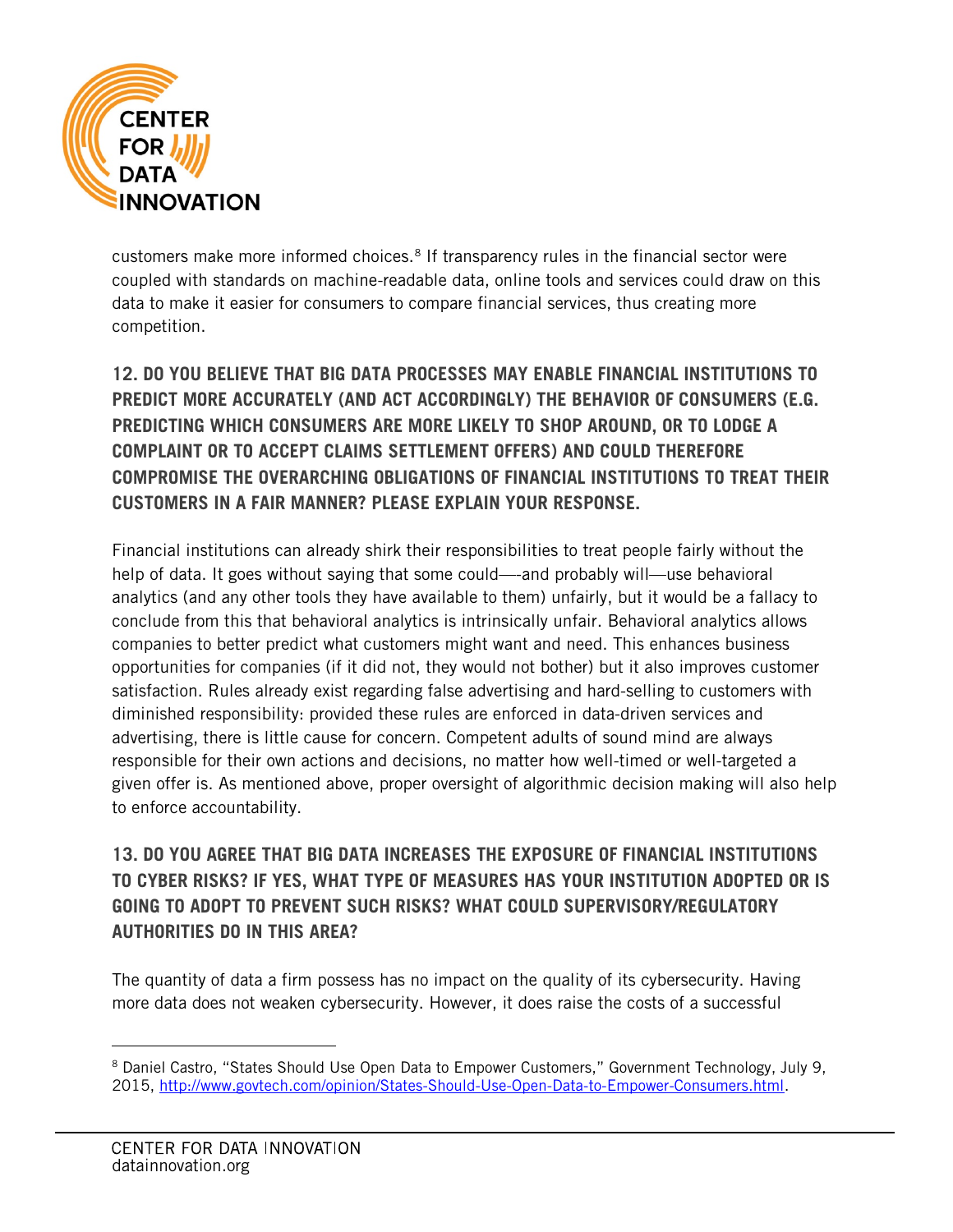customers make more informed choices.[8] If transparency rules in the financial sector were coupled with standards on machine-readable data, online tools and services could draw on this data to make it easier for consumers to compare financial services, thus creating more competition.

## 12. DO YOU BELIEVE THAT BIG DATA PROCESSES MAY ENABLE FINANCIAL INSTITUTIONS TO PREDICT MORE ACCURATELY (AND ACT ACCORDINGLY) THE BEHAVIOR OF CONSUMERS (E.G. PREDICTING WHICH CONSUMERS ARE MORE LIKELY TO SHOP AROUND, OR TO LODGE A COMPLAINT OR TO ACCEPT CLAIMS SETTLEMENT OFFERS) AND COULD THEREFORE COMPROMISE THE OVERARCHING OBLIGATIONS OF FINANCIAL INSTITUTIONS TO TREAT THEIR CUSTOMERS IN A FAIR MANNER? PLEASE EXPLAIN YOUR RESPONSE.

Financial institutions can already shirk their responsibilities to treat people fairly without the help of data. It goes without saying that some could—-and probably will—use behavioral analytics (and any other tools they have available to them) unfairly, but it would be a fallacy to conclude from this that behavioral analytics is intrinsically unfair. Behavioral analytics allows companies to better predict what customers might want and need. This enhances business opportunities for companies (if it did not, they would not bother) but it also improves customer satisfaction. Rules already exist regarding false advertising and hard-selling to customers with diminished responsibility: provided these rules are enforced in data-driven services and advertising, there is little cause for concern. Competent adults of sound mind are always responsible for their own actions and decisions, no matter how well-timed or well-targeted a given offer is. As mentioned above, proper oversight of algorithmic decision making will also help to enforce accountability.

## 13. DO YOU AGREE THAT BIG DATA INCREASES THE EXPOSURE OF FINANCIAL INSTITUTIONS TO CYBER RISKS? IF YES, WHAT TYPE OF MEASURES HAS YOUR INSTITUTION ADOPTED OR IS GOING TO ADOPT TO PREVENT SUCH RISKS? WHAT COULD SUPERVISORY/REGULATORY AUTHORITIES DO IN THIS AREA?

The quantity of data a firm possess has no impact on the quality of its cybersecurity. Having more data does not weaken cybersecurity. However, it does raise the costs of a successful

---

[8] Daniel Castro, "States Should Use Open Data to Empower Customers," Government Technology, July 9, 2015, http://www.govtech.com/opinion/States-Should-Use-Open-Data-to-Empower-Consumers.html.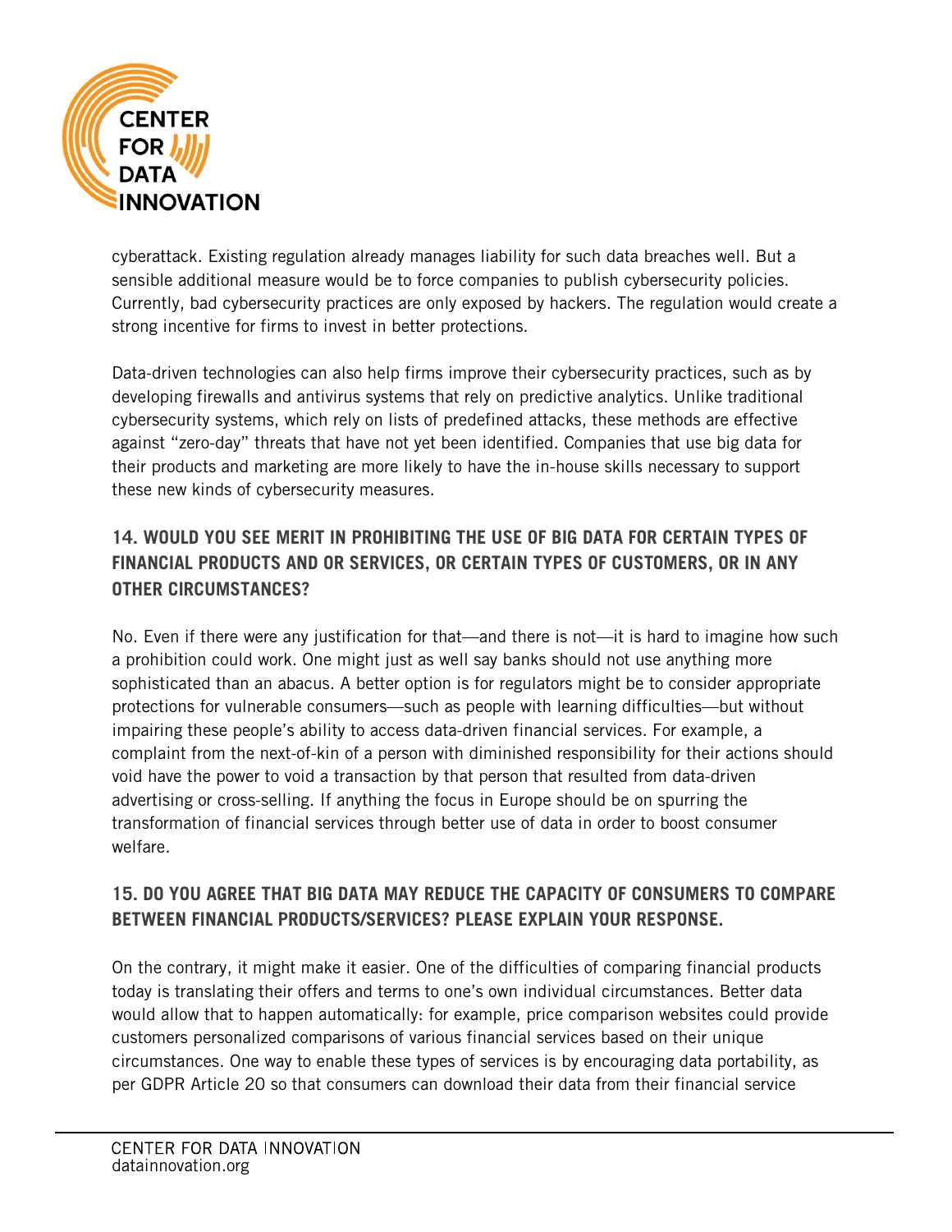cyberattack. Existing regulation already manages liability for such data breaches well. But a sensible additional measure would be to force companies to publish cybersecurity policies. Currently, bad cybersecurity practices are only exposed by hackers. The regulation would create a strong incentive for firms to invest in better protections.

Data-driven technologies can also help firms improve their cybersecurity practices, such as by developing firewalls and antivirus systems that rely on predictive analytics. Unlike traditional cybersecurity systems, which rely on lists of predefined attacks, these methods are effective against "zero-day" threats that have not yet been identified. Companies that use big data for their products and marketing are more likely to have the in-house skills necessary to support these new kinds of cybersecurity measures.

## 14. WOULD YOU SEE MERIT IN PROHIBITING THE USE OF BIG DATA FOR CERTAIN TYPES OF FINANCIAL PRODUCTS AND OR SERVICES, OR CERTAIN TYPES OF CUSTOMERS, OR IN ANY OTHER CIRCUMSTANCES?

No. Even if there were any justification for that—and there is not—it is hard to imagine how such a prohibition could work. One might just as well say banks should not use anything more sophisticated than an abacus. A better option is for regulators might be to consider appropriate protections for vulnerable consumers—such as people with learning difficulties—but without impairing these people's ability to access data-driven financial services. For example, a complaint from the next-of-kin of a person with diminished responsibility for their actions should void have the power to void a transaction by that person that resulted from data-driven advertising or cross-selling. If anything the focus in Europe should be on spurring the transformation of financial services through better use of data in order to boost consumer welfare.

## 15. DO YOU AGREE THAT BIG DATA MAY REDUCE THE CAPACITY OF CONSUMERS TO COMPARE BETWEEN FINANCIAL PRODUCTS/SERVICES? PLEASE EXPLAIN YOUR RESPONSE.

On the contrary, it might make it easier. One of the difficulties of comparing financial products today is translating their offers and terms to one's own individual circumstances. Better data would allow that to happen automatically: for example, price comparison websites could provide customers personalized comparisons of various financial services based on their unique circumstances. One way to enable these types of services is by encouraging data portability, as per GDPR Article 20 so that consumers can download their data from their financial service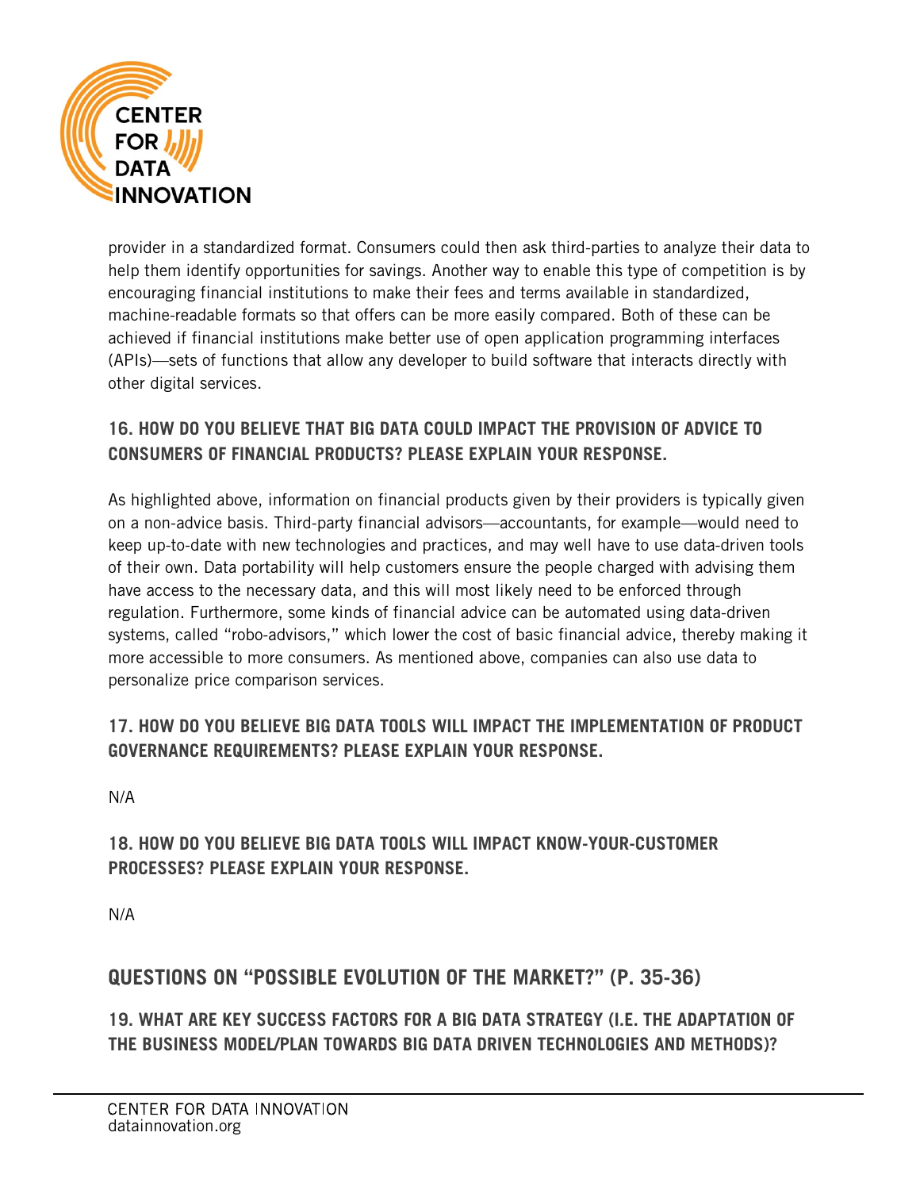provider in a standardized format. Consumers could then ask third-parties to analyze their data to help them identify opportunities for savings. Another way to enable this type of competition is by encouraging financial institutions to make their fees and terms available in standardized, machine-readable formats so that offers can be more easily compared. Both of these can be achieved if financial institutions make better use of open application programming interfaces (APIs)—sets of functions that allow any developer to build software that interacts directly with other digital services.

### 16. HOW DO YOU BELIEVE THAT BIG DATA COULD IMPACT THE PROVISION OF ADVICE TO CONSUMERS OF FINANCIAL PRODUCTS? PLEASE EXPLAIN YOUR RESPONSE.

As highlighted above, information on financial products given by their providers is typically given on a non-advice basis. Third-party financial advisors—accountants, for example—would need to keep up-to-date with new technologies and practices, and may well have to use data-driven tools of their own. Data portability will help customers ensure the people charged with advising them have access to the necessary data, and this will most likely need to be enforced through regulation. Furthermore, some kinds of financial advice can be automated using data-driven systems, called "robo-advisors," which lower the cost of basic financial advice, thereby making it more accessible to more consumers. As mentioned above, companies can also use data to personalize price comparison services.

### 17. HOW DO YOU BELIEVE BIG DATA TOOLS WILL IMPACT THE IMPLEMENTATION OF PRODUCT GOVERNANCE REQUIREMENTS? PLEASE EXPLAIN YOUR RESPONSE.

N/A

### 18. HOW DO YOU BELIEVE BIG DATA TOOLS WILL IMPACT KNOW-YOUR-CUSTOMER PROCESSES? PLEASE EXPLAIN YOUR RESPONSE.

N/A

## QUESTIONS ON "POSSIBLE EVOLUTION OF THE MARKET?" (P. 35-36)

### 19. WHAT ARE KEY SUCCESS FACTORS FOR A BIG DATA STRATEGY (I.E. THE ADAPTATION OF THE BUSINESS MODEL/PLAN TOWARDS BIG DATA DRIVEN TECHNOLOGIES AND METHODS)?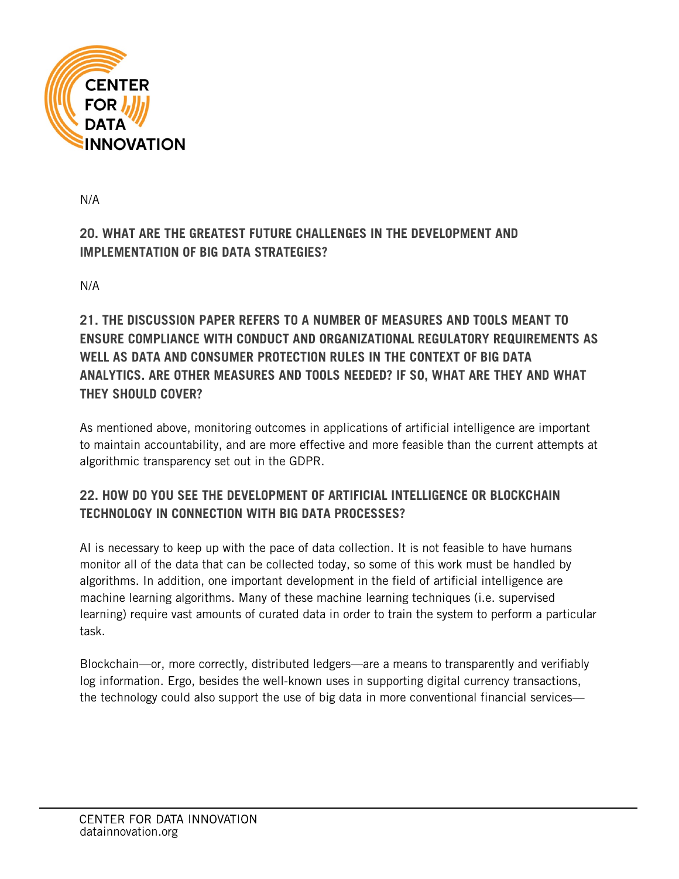N/A

## 20. WHAT ARE THE GREATEST FUTURE CHALLENGES IN THE DEVELOPMENT AND IMPLEMENTATION OF BIG DATA STRATEGIES?

N/A

## 21. THE DISCUSSION PAPER REFERS TO A NUMBER OF MEASURES AND TOOLS MEANT TO ENSURE COMPLIANCE WITH CONDUCT AND ORGANIZATIONAL REGULATORY REQUIREMENTS AS WELL AS DATA AND CONSUMER PROTECTION RULES IN THE CONTEXT OF BIG DATA ANALYTICS. ARE OTHER MEASURES AND TOOLS NEEDED? IF SO, WHAT ARE THEY AND WHAT THEY SHOULD COVER?

As mentioned above, monitoring outcomes in applications of artificial intelligence are important to maintain accountability, and are more effective and more feasible than the current attempts at algorithmic transparency set out in the GDPR.

## 22. HOW DO YOU SEE THE DEVELOPMENT OF ARTIFICIAL INTELLIGENCE OR BLOCKCHAIN TECHNOLOGY IN CONNECTION WITH BIG DATA PROCESSES?

AI is necessary to keep up with the pace of data collection. It is not feasible to have humans monitor all of the data that can be collected today, so some of this work must be handled by algorithms. In addition, one important development in the field of artificial intelligence are machine learning algorithms. Many of these machine learning techniques (i.e. supervised learning) require vast amounts of curated data in order to train the system to perform a particular task.

Blockchain—or, more correctly, distributed ledgers—are a means to transparently and verifiably log information. Ergo, besides the well-known uses in supporting digital currency transactions, the technology could also support the use of big data in more conventional financial services—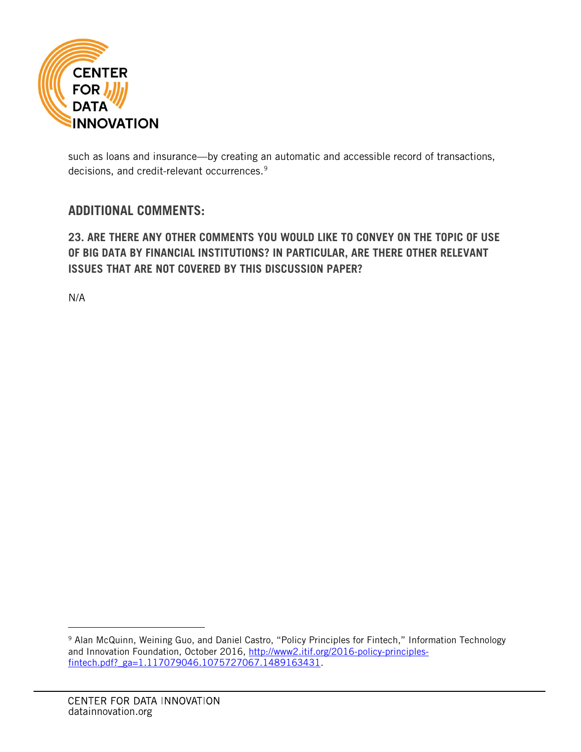such as loans and insurance—by creating an automatic and accessible record of transactions, decisions, and credit-relevant occurrences.[9]

## ADDITIONAL COMMENTS:

### 23. ARE THERE ANY OTHER COMMENTS YOU WOULD LIKE TO CONVEY ON THE TOPIC OF USE OF BIG DATA BY FINANCIAL INSTITUTIONS? IN PARTICULAR, ARE THERE OTHER RELEVANT ISSUES THAT ARE NOT COVERED BY THIS DISCUSSION PAPER?

N/A

---

[9] Alan McQuinn, Weining Guo, and Daniel Castro, "Policy Principles for Fintech," Information Technology and Innovation Foundation, October 2016, http://www2.itif.org/2016-policy-principles-fintech.pdf?_ga=1.117079046.1075727067.1489163431.